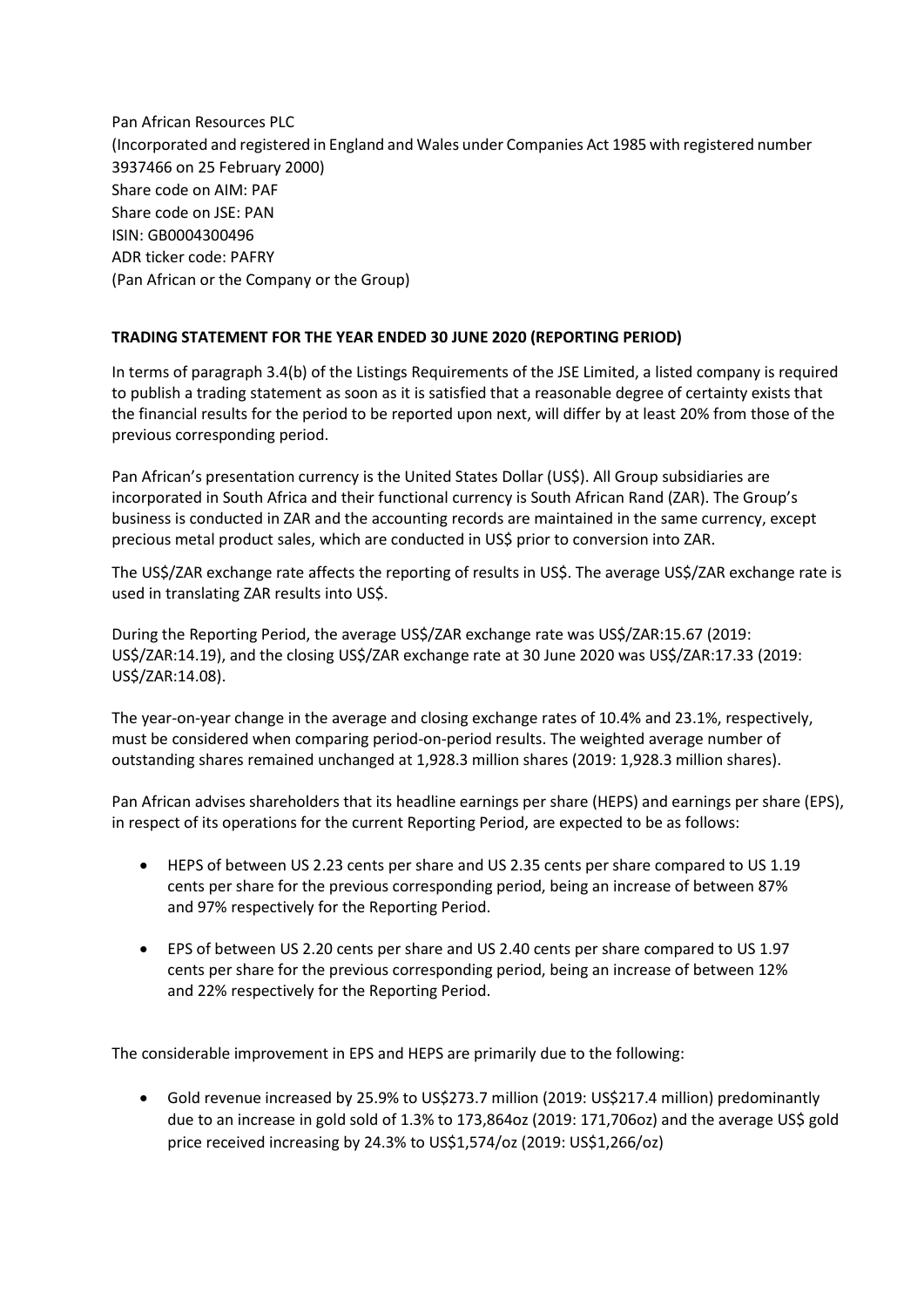Pan African Resources PLC
(Incorporated and registered in England and Wales under Companies Act 1985 with registered number 3937466 on 25 February 2000)
Share code on AIM: PAF
Share code on JSE: PAN
ISIN: GB0004300496
ADR ticker code: PAFRY
(Pan African or the Company or the Group)

**TRADING STATEMENT FOR THE YEAR ENDED 30 JUNE 2020 (REPORTING PERIOD)**

In terms of paragraph 3.4(b) of the Listings Requirements of the JSE Limited, a listed company is required to publish a trading statement as soon as it is satisfied that a reasonable degree of certainty exists that the financial results for the period to be reported upon next, will differ by at least 20% from those of the previous corresponding period.

Pan African's presentation currency is the United States Dollar (US$). All Group subsidiaries are incorporated in South Africa and their functional currency is South African Rand (ZAR). The Group's business is conducted in ZAR and the accounting records are maintained in the same currency, except precious metal product sales, which are conducted in US$ prior to conversion into ZAR.

The US$/ZAR exchange rate affects the reporting of results in US$. The average US$/ZAR exchange rate is used in translating ZAR results into US$.

During the Reporting Period, the average US$/ZAR exchange rate was US$/ZAR:15.67 (2019: US$/ZAR:14.19), and the closing US$/ZAR exchange rate at 30 June 2020 was US$/ZAR:17.33 (2019: US$/ZAR:14.08).

The year-on-year change in the average and closing exchange rates of 10.4% and 23.1%, respectively, must be considered when comparing period-on-period results. The weighted average number of outstanding shares remained unchanged at 1,928.3 million shares (2019: 1,928.3 million shares).

Pan African advises shareholders that its headline earnings per share (HEPS) and earnings per share (EPS), in respect of its operations for the current Reporting Period, are expected to be as follows:

- HEPS of between US 2.23 cents per share and US 2.35 cents per share compared to US 1.19 cents per share for the previous corresponding period, being an increase of between 87% and 97% respectively for the Reporting Period.
- EPS of between US 2.20 cents per share and US 2.40 cents per share compared to US 1.97 cents per share for the previous corresponding period, being an increase of between 12% and 22% respectively for the Reporting Period.

The considerable improvement in EPS and HEPS are primarily due to the following:

- Gold revenue increased by 25.9% to US$273.7 million (2019: US$217.4 million) predominantly due to an increase in gold sold of 1.3% to 173,864oz (2019: 171,706oz) and the average US$ gold price received increasing by 24.3% to US$1,574/oz (2019: US$1,266/oz)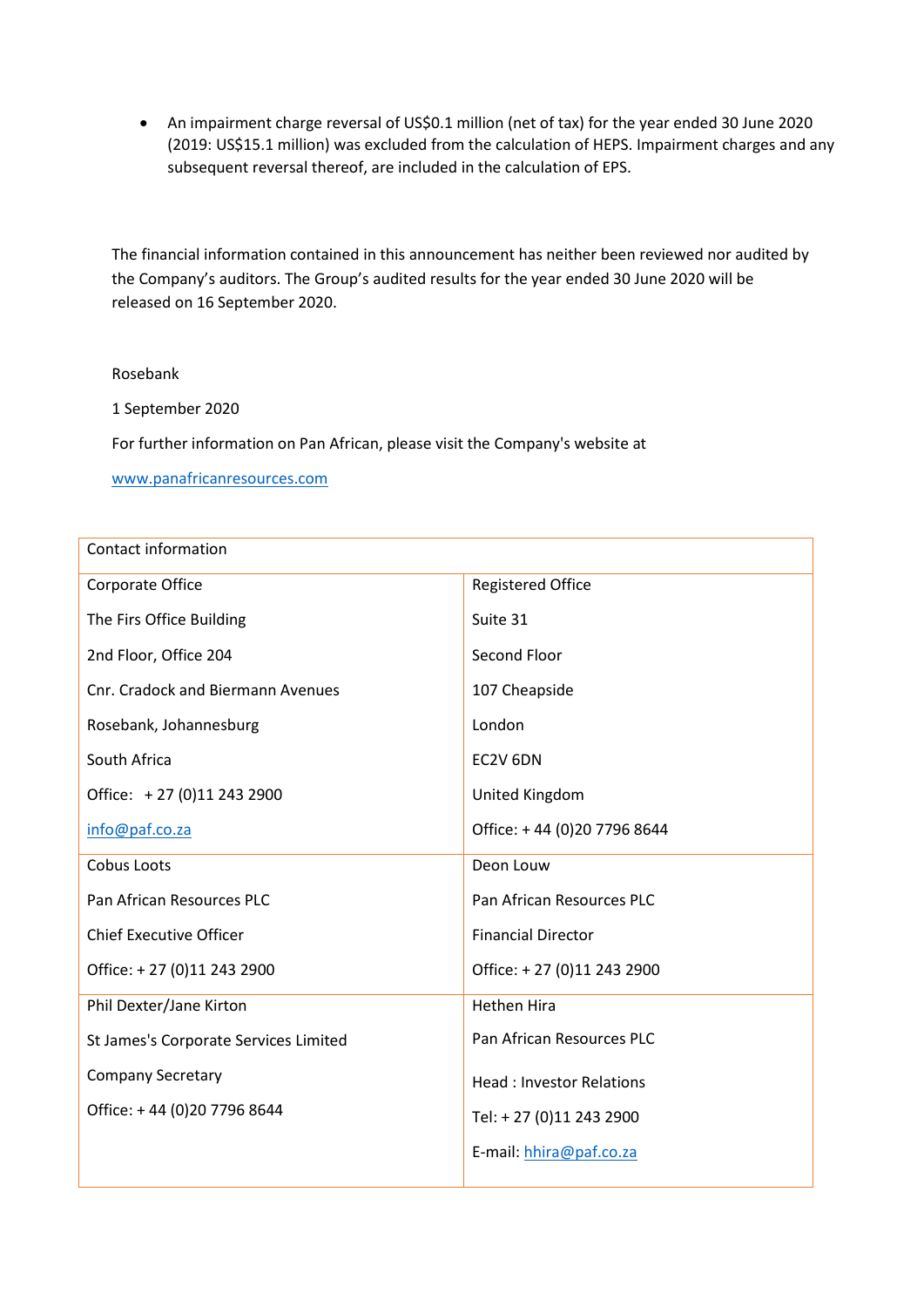- An impairment charge reversal of US$0.1 million (net of tax) for the year ended 30 June 2020 (2019: US$15.1 million) was excluded from the calculation of HEPS. Impairment charges and any subsequent reversal thereof, are included in the calculation of EPS.

The financial information contained in this announcement has neither been reviewed nor audited by the Company's auditors. The Group's audited results for the year ended 30 June 2020 will be released on 16 September 2020.

Rosebank

1 September 2020

For further information on Pan African, please visit the Company's website at

[www.panafricanresources.com](http://www.panafricanresources.com)

| Contact information | |
|---|---|
| Corporate Office<br>The Firs Office Building<br>2nd Floor, Office 204<br>Cnr. Cradock and Biermann Avenues<br>Rosebank, Johannesburg<br>South Africa<br>Office: + 27 (0)11 243 2900<br>info@paf.co.za | Registered Office<br>Suite 31<br>Second Floor<br>107 Cheapside<br>London<br>EC2V 6DN<br>United Kingdom<br>Office: + 44 (0)20 7796 8644 |
| Cobus Loots<br>Pan African Resources PLC<br>Chief Executive Officer<br>Office: + 27 (0)11 243 2900 | Deon Louw<br>Pan African Resources PLC<br>Financial Director<br>Office: + 27 (0)11 243 2900 |
| Phil Dexter/Jane Kirton<br>St James's Corporate Services Limited<br>Company Secretary<br>Office: + 44 (0)20 7796 8644 | Hethen Hira<br>Pan African Resources PLC<br>Head : Investor Relations<br>Tel: + 27 (0)11 243 2900<br>E-mail: hhira@paf.co.za |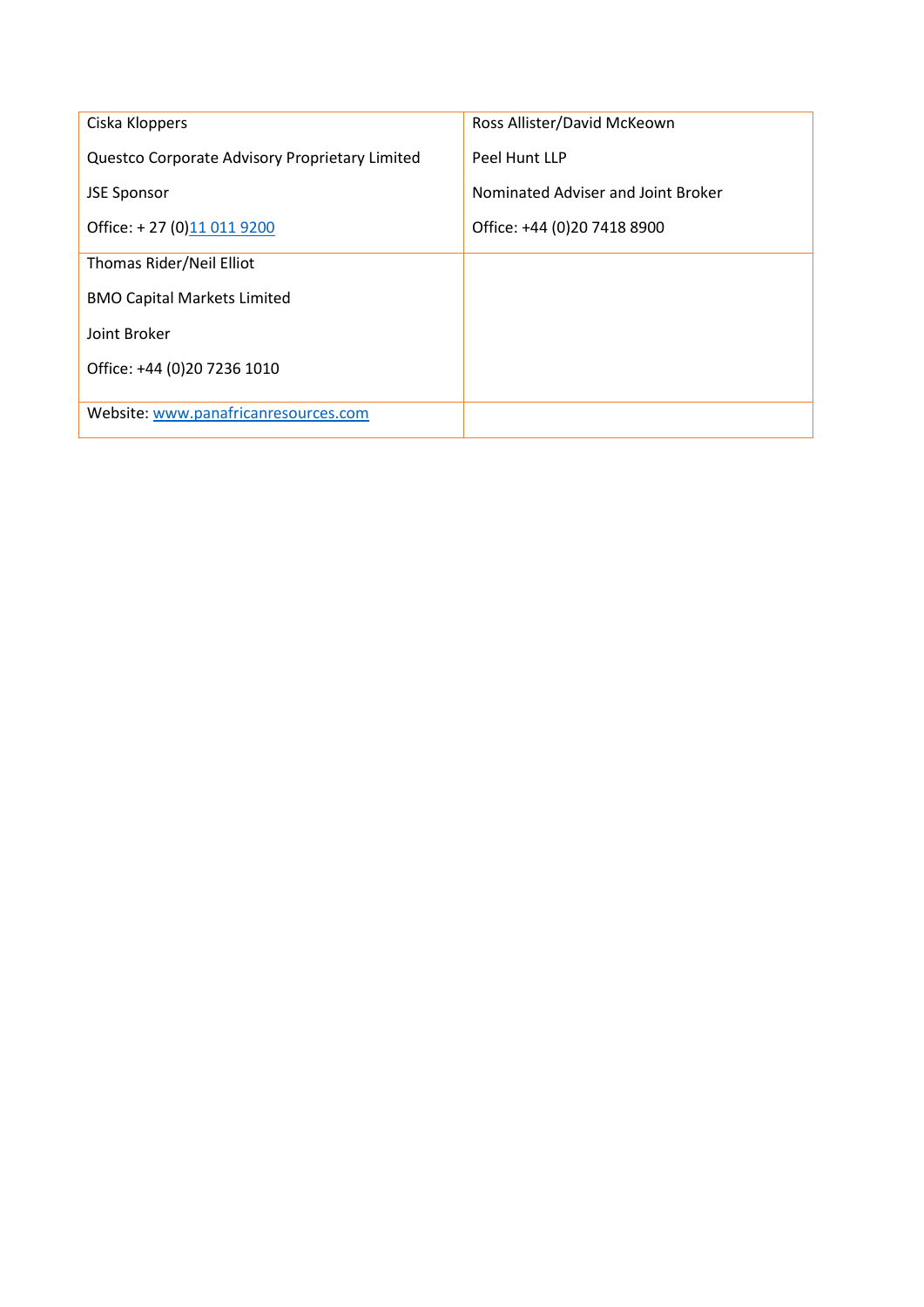| | |
|---|---|
| Ciska Kloppers<br><br>Questco Corporate Advisory Proprietary Limited<br><br>JSE Sponsor<br><br>Office: + 27 (0)11 011 9200 | Ross Allister/David McKeown<br><br>Peel Hunt LLP<br><br>Nominated Adviser and Joint Broker<br><br>Office: +44 (0)20 7418 8900 |
| Thomas Rider/Neil Elliot<br><br>BMO Capital Markets Limited<br><br>Joint Broker<br><br>Office: +44 (0)20 7236 1010 | |
| Website: www.panafricanresources.com | |